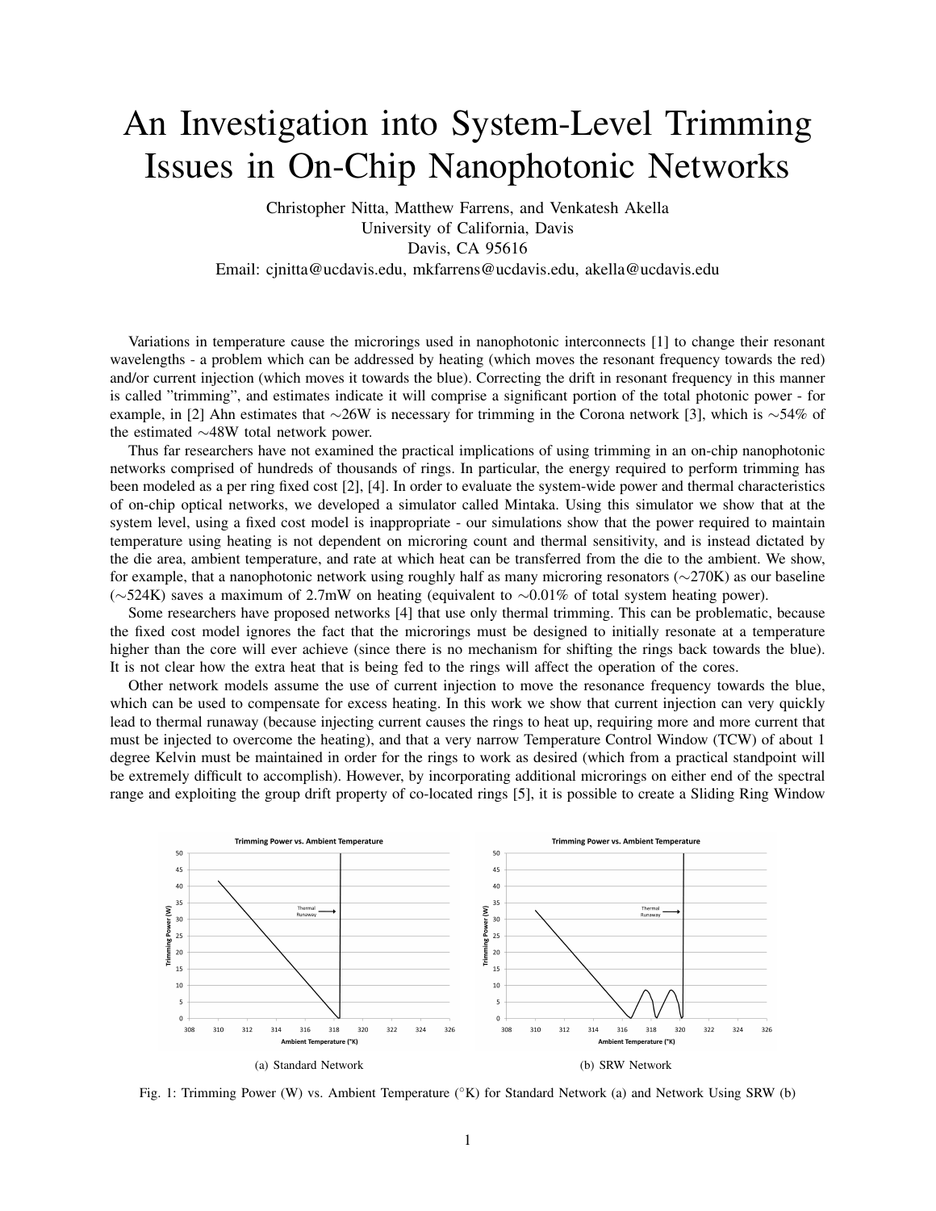# An Investigation into System-Level Trimming Issues in On-Chip Nanophotonic Networks

Christopher Nitta, Matthew Farrens, and Venkatesh Akella
University of California, Davis
Davis, CA 95616
Email: cjnitta@ucdavis.edu, mkfarrens@ucdavis.edu, akella@ucdavis.edu

Variations in temperature cause the microrings used in nanophotonic interconnects [1] to change their resonant wavelengths - a problem which can be addressed by heating (which moves the resonant frequency towards the red) and/or current injection (which moves it towards the blue). Correcting the drift in resonant frequency in this manner is called "trimming", and estimates indicate it will comprise a significant portion of the total photonic power - for example, in [2] Ahn estimates that ∼26W is necessary for trimming in the Corona network [3], which is ∼54% of the estimated ∼48W total network power.

Thus far researchers have not examined the practical implications of using trimming in an on-chip nanophotonic networks comprised of hundreds of thousands of rings. In particular, the energy required to perform trimming has been modeled as a per ring fixed cost [2], [4]. In order to evaluate the system-wide power and thermal characteristics of on-chip optical networks, we developed a simulator called Mintaka. Using this simulator we show that at the system level, using a fixed cost model is inappropriate - our simulations show that the power required to maintain temperature using heating is not dependent on microring count and thermal sensitivity, and is instead dictated by the die area, ambient temperature, and rate at which heat can be transferred from the die to the ambient. We show, for example, that a nanophotonic network using roughly half as many microring resonators (∼270K) as our baseline (∼524K) saves a maximum of 2.7mW on heating (equivalent to ∼0.01% of total system heating power).

Some researchers have proposed networks [4] that use only thermal trimming. This can be problematic, because the fixed cost model ignores the fact that the microrings must be designed to initially resonate at a temperature higher than the core will ever achieve (since there is no mechanism for shifting the rings back towards the blue). It is not clear how the extra heat that is being fed to the rings will affect the operation of the cores.

Other network models assume the use of current injection to move the resonance frequency towards the blue, which can be used to compensate for excess heating. In this work we show that current injection can very quickly lead to thermal runaway (because injecting current causes the rings to heat up, requiring more and more current that must be injected to overcome the heating), and that a very narrow Temperature Control Window (TCW) of about 1 degree Kelvin must be maintained in order for the rings to work as desired (which from a practical standpoint will be extremely difficult to accomplish). However, by incorporating additional microrings on either end of the spectral range and exploiting the group drift property of co-located rings [5], it is possible to create a Sliding Ring Window

(a) Standard Network

(b) SRW Network

Fig. 1: Trimming Power (W) vs. Ambient Temperature (°K) for Standard Network (a) and Network Using SRW (b)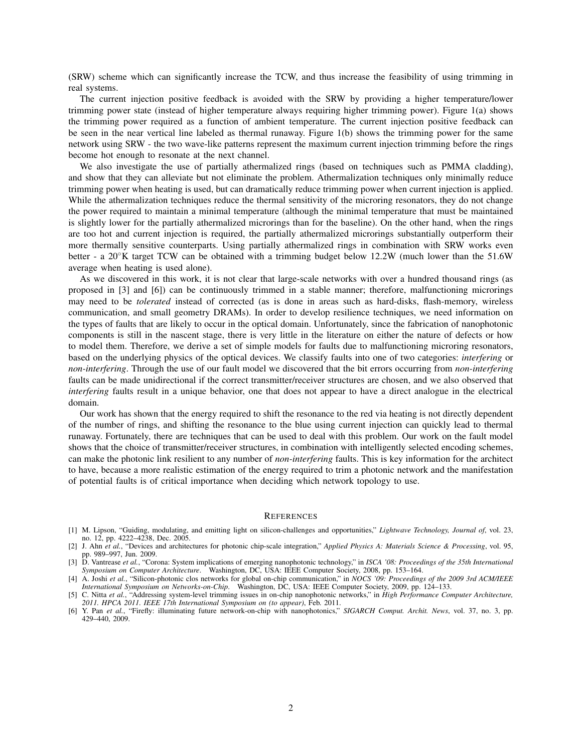(SRW) scheme which can significantly increase the TCW, and thus increase the feasibility of using trimming in real systems.

The current injection positive feedback is avoided with the SRW by providing a higher temperature/lower trimming power state (instead of higher temperature always requiring higher trimming power). Figure 1(a) shows the trimming power required as a function of ambient temperature. The current injection positive feedback can be seen in the near vertical line labeled as thermal runaway. Figure 1(b) shows the trimming power for the same network using SRW - the two wave-like patterns represent the maximum current injection trimming before the rings become hot enough to resonate at the next channel.

We also investigate the use of partially athermalized rings (based on techniques such as PMMA cladding), and show that they can alleviate but not eliminate the problem. Athermalization techniques only minimally reduce trimming power when heating is used, but can dramatically reduce trimming power when current injection is applied. While the athermalization techniques reduce the thermal sensitivity of the microring resonators, they do not change the power required to maintain a minimal temperature (although the minimal temperature that must be maintained is slightly lower for the partially athermalized microrings than for the baseline). On the other hand, when the rings are too hot and current injection is required, the partially athermalized microrings substantially outperform their more thermally sensitive counterparts. Using partially athermalized rings in combination with SRW works even better - a 20°K target TCW can be obtained with a trimming budget below 12.2W (much lower than the 51.6W average when heating is used alone).

As we discovered in this work, it is not clear that large-scale networks with over a hundred thousand rings (as proposed in [3] and [6]) can be continuously trimmed in a stable manner; therefore, malfunctioning microrings may need to be *tolerated* instead of corrected (as is done in areas such as hard-disks, flash-memory, wireless communication, and small geometry DRAMs). In order to develop resilience techniques, we need information on the types of faults that are likely to occur in the optical domain. Unfortunately, since the fabrication of nanophotonic components is still in the nascent stage, there is very little in the literature on either the nature of defects or how to model them. Therefore, we derive a set of simple models for faults due to malfunctioning microring resonators, based on the underlying physics of the optical devices. We classify faults into one of two categories: *interfering* or *non-interfering*. Through the use of our fault model we discovered that the bit errors occurring from *non-interfering* faults can be made unidirectional if the correct transmitter/receiver structures are chosen, and we also observed that *interfering* faults result in a unique behavior, one that does not appear to have a direct analogue in the electrical domain.

Our work has shown that the energy required to shift the resonance to the red via heating is not directly dependent of the number of rings, and shifting the resonance to the blue using current injection can quickly lead to thermal runaway. Fortunately, there are techniques that can be used to deal with this problem. Our work on the fault model shows that the choice of transmitter/receiver structures, in combination with intelligently selected encoding schemes, can make the photonic link resilient to any number of *non-interfering* faults. This is key information for the architect to have, because a more realistic estimation of the energy required to trim a photonic network and the manifestation of potential faults is of critical importance when deciding which network topology to use.

## References

[1] M. Lipson, "Guiding, modulating, and emitting light on silicon-challenges and opportunities," *Lightwave Technology, Journal of*, vol. 23, no. 12, pp. 4222–4238, Dec. 2005.

[2] J. Ahn *et al.*, "Devices and architectures for photonic chip-scale integration," *Applied Physics A: Materials Science & Processing*, vol. 95, pp. 989–997, Jun. 2009.

[3] D. Vantrease *et al.*, "Corona: System implications of emerging nanophotonic technology," in *ISCA '08: Proceedings of the 35th International Symposium on Computer Architecture*. Washington, DC, USA: IEEE Computer Society, 2008, pp. 153–164.

[4] A. Joshi *et al.*, "Silicon-photonic clos networks for global on-chip communication," in *NOCS '09: Proceedings of the 2009 3rd ACM/IEEE International Symposium on Networks-on-Chip*. Washington, DC, USA: IEEE Computer Society, 2009, pp. 124–133.

[5] C. Nitta *et al.*, "Addressing system-level trimming issues in on-chip nanophotonic networks," in *High Performance Computer Architecture, 2011. HPCA 2011. IEEE 17th International Symposium on (to appear)*, Feb. 2011.

[6] Y. Pan *et al.*, "Firefly: illuminating future network-on-chip with nanophotonics," *SIGARCH Comput. Archit. News*, vol. 37, no. 3, pp. 429–440, 2009.